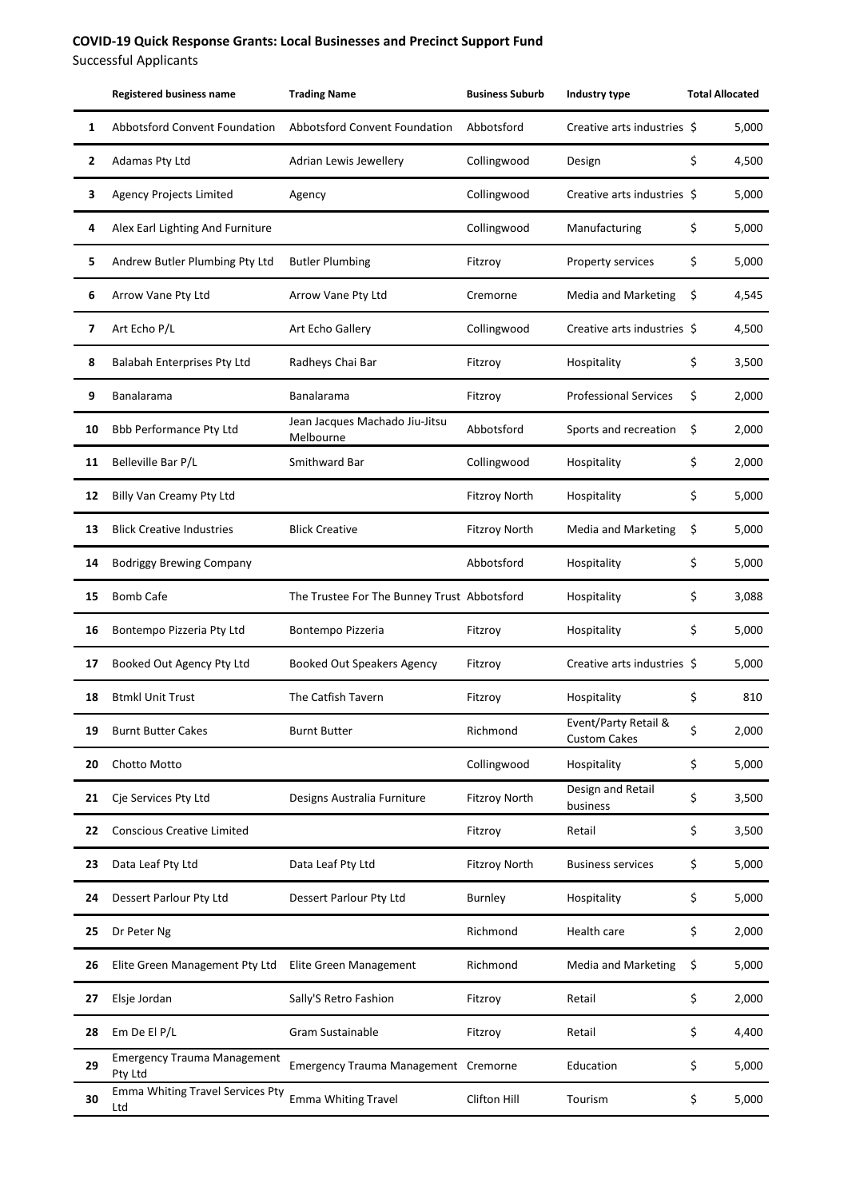**COVID-19 Quick Response Grants: Local Businesses and Precinct Support Fund**

Successful Applicants

| | Registered business name | Trading Name | Business Suburb | Industry type | Total Allocated |
|---|---|---|---|---|---|
| 1 | Abbotsford Convent Foundation | Abbotsford Convent Foundation | Abbotsford | Creative arts industries | $ 5,000 |
| 2 | Adamas Pty Ltd | Adrian Lewis Jewellery | Collingwood | Design | $ 4,500 |
| 3 | Agency Projects Limited | Agency | Collingwood | Creative arts industries | $ 5,000 |
| 4 | Alex Earl Lighting And Furniture | | Collingwood | Manufacturing | $ 5,000 |
| 5 | Andrew Butler Plumbing Pty Ltd | Butler Plumbing | Fitzroy | Property services | $ 5,000 |
| 6 | Arrow Vane Pty Ltd | Arrow Vane Pty Ltd | Cremorne | Media and Marketing | $ 4,545 |
| 7 | Art Echo P/L | Art Echo Gallery | Collingwood | Creative arts industries | $ 4,500 |
| 8 | Balabah Enterprises Pty Ltd | Radheys Chai Bar | Fitzroy | Hospitality | $ 3,500 |
| 9 | Banalarama | Banalarama | Fitzroy | Professional Services | $ 2,000 |
| 10 | Bbb Performance Pty Ltd | Jean Jacques Machado Jiu-Jitsu Melbourne | Abbotsford | Sports and recreation | $ 2,000 |
| 11 | Belleville Bar P/L | Smithward Bar | Collingwood | Hospitality | $ 2,000 |
| 12 | Billy Van Creamy Pty Ltd | | Fitzroy North | Hospitality | $ 5,000 |
| 13 | Blick Creative Industries | Blick Creative | Fitzroy North | Media and Marketing | $ 5,000 |
| 14 | Bodriggy Brewing Company | | Abbotsford | Hospitality | $ 5,000 |
| 15 | Bomb Cafe | The Trustee For The Bunney Trust | Abbotsford | Hospitality | $ 3,088 |
| 16 | Bontempo Pizzeria Pty Ltd | Bontempo Pizzeria | Fitzroy | Hospitality | $ 5,000 |
| 17 | Booked Out Agency Pty Ltd | Booked Out Speakers Agency | Fitzroy | Creative arts industries | $ 5,000 |
| 18 | Btmkl Unit Trust | The Catfish Tavern | Fitzroy | Hospitality | $ 810 |
| 19 | Burnt Butter Cakes | Burnt Butter | Richmond | Event/Party Retail & Custom Cakes | $ 2,000 |
| 20 | Chotto Motto | | Collingwood | Hospitality | $ 5,000 |
| 21 | Cje Services Pty Ltd | Designs Australia Furniture | Fitzroy North | Design and Retail business | $ 3,500 |
| 22 | Conscious Creative Limited | | Fitzroy | Retail | $ 3,500 |
| 23 | Data Leaf Pty Ltd | Data Leaf Pty Ltd | Fitzroy North | Business services | $ 5,000 |
| 24 | Dessert Parlour Pty Ltd | Dessert Parlour Pty Ltd | Burnley | Hospitality | $ 5,000 |
| 25 | Dr Peter Ng | | Richmond | Health care | $ 2,000 |
| 26 | Elite Green Management Pty Ltd | Elite Green Management | Richmond | Media and Marketing | $ 5,000 |
| 27 | Elsje Jordan | Sally'S Retro Fashion | Fitzroy | Retail | $ 2,000 |
| 28 | Em De El P/L | Gram Sustainable | Fitzroy | Retail | $ 4,400 |
| 29 | Emergency Trauma Management Pty Ltd | Emergency Trauma Management | Cremorne | Education | $ 5,000 |
| 30 | Emma Whiting Travel Services Pty Ltd | Emma Whiting Travel | Clifton Hill | Tourism | $ 5,000 |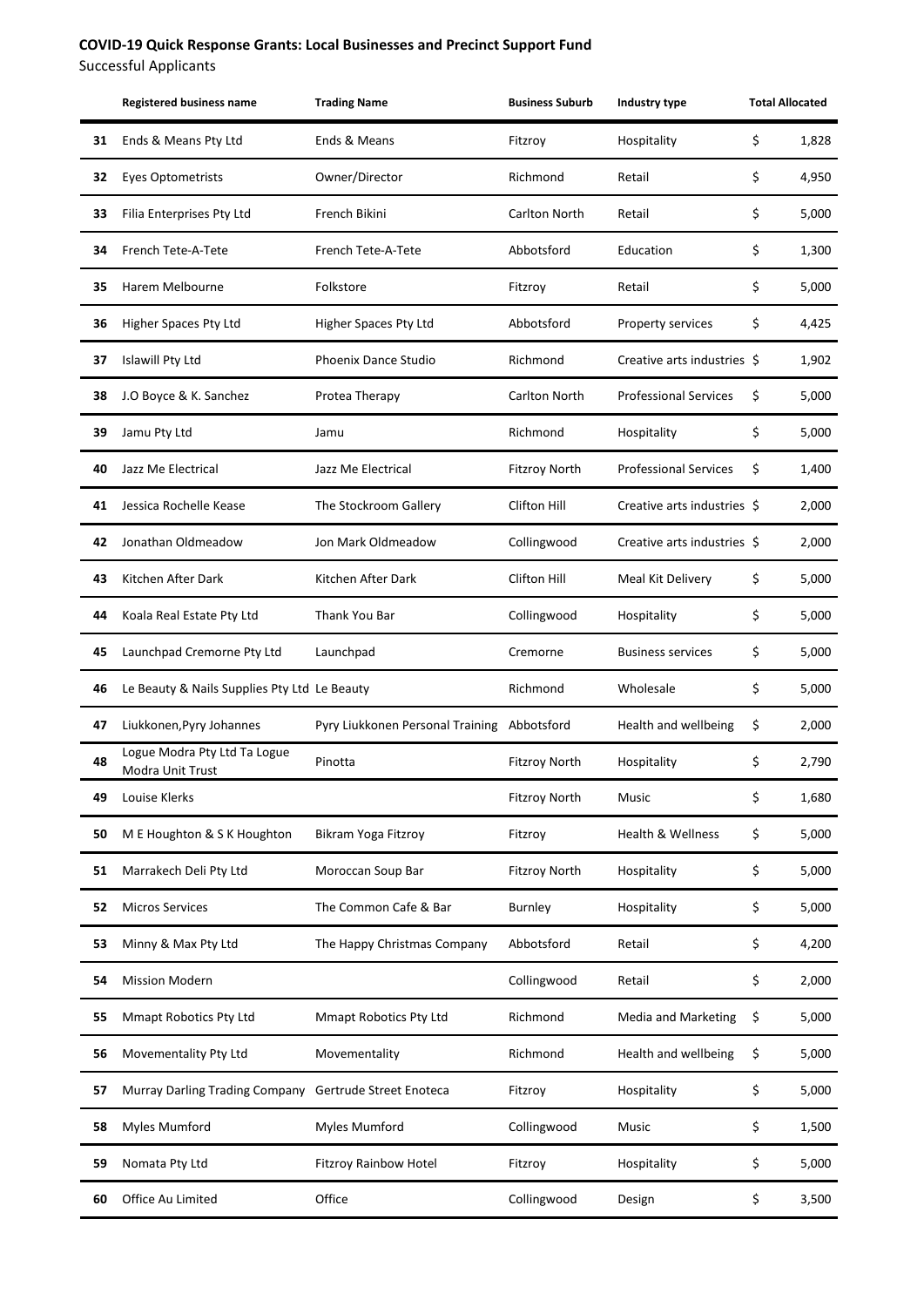**COVID-19 Quick Response Grants: Local Businesses and Precinct Support Fund**

Successful Applicants

| | Registered business name | Trading Name | Business Suburb | Industry type | Total Allocated |
|---|---|---|---|---|---|
| 31 | Ends & Means Pty Ltd | Ends & Means | Fitzroy | Hospitality | $ 1,828 |
| 32 | Eyes Optometrists | Owner/Director | Richmond | Retail | $ 4,950 |
| 33 | Filia Enterprises Pty Ltd | French Bikini | Carlton North | Retail | $ 5,000 |
| 34 | French Tete-A-Tete | French Tete-A-Tete | Abbotsford | Education | $ 1,300 |
| 35 | Harem Melbourne | Folkstore | Fitzroy | Retail | $ 5,000 |
| 36 | Higher Spaces Pty Ltd | Higher Spaces Pty Ltd | Abbotsford | Property services | $ 4,425 |
| 37 | Islawill Pty Ltd | Phoenix Dance Studio | Richmond | Creative arts industries | $ 1,902 |
| 38 | J.O Boyce & K. Sanchez | Protea Therapy | Carlton North | Professional Services | $ 5,000 |
| 39 | Jamu Pty Ltd | Jamu | Richmond | Hospitality | $ 5,000 |
| 40 | Jazz Me Electrical | Jazz Me Electrical | Fitzroy North | Professional Services | $ 1,400 |
| 41 | Jessica Rochelle Kease | The Stockroom Gallery | Clifton Hill | Creative arts industries | $ 2,000 |
| 42 | Jonathan Oldmeadow | Jon Mark Oldmeadow | Collingwood | Creative arts industries | $ 2,000 |
| 43 | Kitchen After Dark | Kitchen After Dark | Clifton Hill | Meal Kit Delivery | $ 5,000 |
| 44 | Koala Real Estate Pty Ltd | Thank You Bar | Collingwood | Hospitality | $ 5,000 |
| 45 | Launchpad Cremorne Pty Ltd | Launchpad | Cremorne | Business services | $ 5,000 |
| 46 | Le Beauty & Nails Supplies Pty Ltd | Le Beauty | Richmond | Wholesale | $ 5,000 |
| 47 | Liukkonen,Pyry Johannes | Pyry Liukkonen Personal Training | Abbotsford | Health and wellbeing | $ 2,000 |
| 48 | Logue Modra Pty Ltd Ta Logue Modra Unit Trust | Pinotta | Fitzroy North | Hospitality | $ 2,790 |
| 49 | Louise Klerks | | Fitzroy North | Music | $ 1,680 |
| 50 | M E Houghton & S K Houghton | Bikram Yoga Fitzroy | Fitzroy | Health & Wellness | $ 5,000 |
| 51 | Marrakech Deli Pty Ltd | Moroccan Soup Bar | Fitzroy North | Hospitality | $ 5,000 |
| 52 | Micros Services | The Common Cafe & Bar | Burnley | Hospitality | $ 5,000 |
| 53 | Minny & Max Pty Ltd | The Happy Christmas Company | Abbotsford | Retail | $ 4,200 |
| 54 | Mission Modern | | Collingwood | Retail | $ 2,000 |
| 55 | Mmapt Robotics Pty Ltd | Mmapt Robotics Pty Ltd | Richmond | Media and Marketing | $ 5,000 |
| 56 | Movementality Pty Ltd | Movementality | Richmond | Health and wellbeing | $ 5,000 |
| 57 | Murray Darling Trading Company | Gertrude Street Enoteca | Fitzroy | Hospitality | $ 5,000 |
| 58 | Myles Mumford | Myles Mumford | Collingwood | Music | $ 1,500 |
| 59 | Nomata Pty Ltd | Fitzroy Rainbow Hotel | Fitzroy | Hospitality | $ 5,000 |
| 60 | Office Au Limited | Office | Collingwood | Design | $ 3,500 |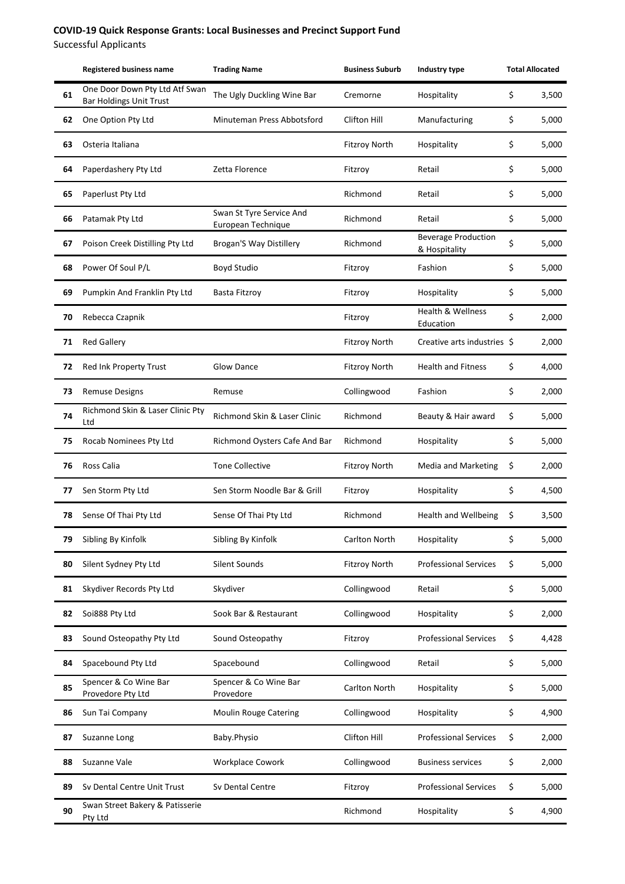**COVID-19 Quick Response Grants: Local Businesses and Precinct Support Fund**

Successful Applicants

| | Registered business name | Trading Name | Business Suburb | Industry type | Total Allocated |
|---|---|---|---|---|---|
| 61 | One Door Down Pty Ltd Atf Swan Bar Holdings Unit Trust | The Ugly Duckling Wine Bar | Cremorne | Hospitality | $ 3,500 |
| 62 | One Option Pty Ltd | Minuteman Press Abbotsford | Clifton Hill | Manufacturing | $ 5,000 |
| 63 | Osteria Italiana | | Fitzroy North | Hospitality | $ 5,000 |
| 64 | Paperdashery Pty Ltd | Zetta Florence | Fitzroy | Retail | $ 5,000 |
| 65 | Paperlust Pty Ltd | | Richmond | Retail | $ 5,000 |
| 66 | Patamak Pty Ltd | Swan St Tyre Service And European Technique | Richmond | Retail | $ 5,000 |
| 67 | Poison Creek Distilling Pty Ltd | Brogan'S Way Distillery | Richmond | Beverage Production & Hospitality | $ 5,000 |
| 68 | Power Of Soul P/L | Boyd Studio | Fitzroy | Fashion | $ 5,000 |
| 69 | Pumpkin And Franklin Pty Ltd | Basta Fitzroy | Fitzroy | Hospitality | $ 5,000 |
| 70 | Rebecca Czapnik | | Fitzroy | Health & Wellness Education | $ 2,000 |
| 71 | Red Gallery | | Fitzroy North | Creative arts industries | $ 2,000 |
| 72 | Red Ink Property Trust | Glow Dance | Fitzroy North | Health and Fitness | $ 4,000 |
| 73 | Remuse Designs | Remuse | Collingwood | Fashion | $ 2,000 |
| 74 | Richmond Skin & Laser Clinic Pty Ltd | Richmond Skin & Laser Clinic | Richmond | Beauty & Hair award | $ 5,000 |
| 75 | Rocab Nominees Pty Ltd | Richmond Oysters Cafe And Bar | Richmond | Hospitality | $ 5,000 |
| 76 | Ross Calia | Tone Collective | Fitzroy North | Media and Marketing | $ 2,000 |
| 77 | Sen Storm Pty Ltd | Sen Storm Noodle Bar & Grill | Fitzroy | Hospitality | $ 4,500 |
| 78 | Sense Of Thai Pty Ltd | Sense Of Thai Pty Ltd | Richmond | Health and Wellbeing | $ 3,500 |
| 79 | Sibling By Kinfolk | Sibling By Kinfolk | Carlton North | Hospitality | $ 5,000 |
| 80 | Silent Sydney Pty Ltd | Silent Sounds | Fitzroy North | Professional Services | $ 5,000 |
| 81 | Skydiver Records Pty Ltd | Skydiver | Collingwood | Retail | $ 5,000 |
| 82 | Soi888 Pty Ltd | Sook Bar & Restaurant | Collingwood | Hospitality | $ 2,000 |
| 83 | Sound Osteopathy Pty Ltd | Sound Osteopathy | Fitzroy | Professional Services | $ 4,428 |
| 84 | Spacebound Pty Ltd | Spacebound | Collingwood | Retail | $ 5,000 |
| 85 | Spencer & Co Wine Bar Provedore Pty Ltd | Spencer & Co Wine Bar Provedore | Carlton North | Hospitality | $ 5,000 |
| 86 | Sun Tai Company | Moulin Rouge Catering | Collingwood | Hospitality | $ 4,900 |
| 87 | Suzanne Long | Baby.Physio | Clifton Hill | Professional Services | $ 2,000 |
| 88 | Suzanne Vale | Workplace Cowork | Collingwood | Business services | $ 2,000 |
| 89 | Sv Dental Centre Unit Trust | Sv Dental Centre | Fitzroy | Professional Services | $ 5,000 |
| 90 | Swan Street Bakery & Patisserie Pty Ltd | | Richmond | Hospitality | $ 4,900 |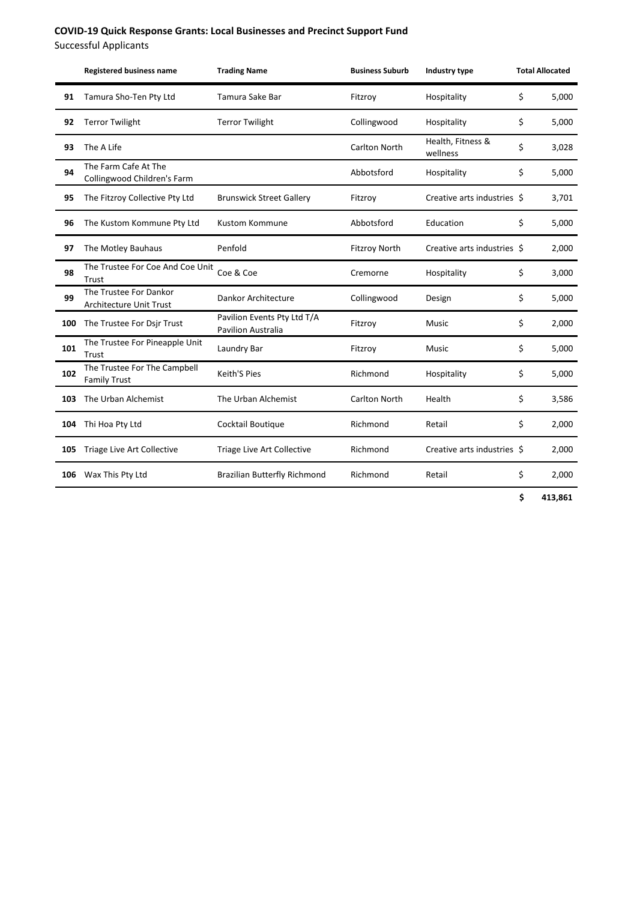**COVID-19 Quick Response Grants: Local Businesses and Precinct Support Fund**

Successful Applicants

| | Registered business name | Trading Name | Business Suburb | Industry type | Total Allocated |
|---|---|---|---|---|---|
| **91** | Tamura Sho-Ten Pty Ltd | Tamura Sake Bar | Fitzroy | Hospitality | $ 5,000 |
| **92** | Terror Twilight | Terror Twilight | Collingwood | Hospitality | $ 5,000 |
| **93** | The A Life | | Carlton North | Health, Fitness & wellness | $ 3,028 |
| **94** | The Farm Cafe At The Collingwood Children's Farm | | Abbotsford | Hospitality | $ 5,000 |
| **95** | The Fitzroy Collective Pty Ltd | Brunswick Street Gallery | Fitzroy | Creative arts industries | $ 3,701 |
| **96** | The Kustom Kommune Pty Ltd | Kustom Kommune | Abbotsford | Education | $ 5,000 |
| **97** | The Motley Bauhaus | Penfold | Fitzroy North | Creative arts industries | $ 2,000 |
| **98** | The Trustee For Coe And Coe Unit Trust | Coe & Coe | Cremorne | Hospitality | $ 3,000 |
| **99** | The Trustee For Dankor Architecture Unit Trust | Dankor Architecture | Collingwood | Design | $ 5,000 |
| **100** | The Trustee For Dsjr Trust | Pavilion Events Pty Ltd T/A Pavilion Australia | Fitzroy | Music | $ 2,000 |
| **101** | The Trustee For Pineapple Unit Trust | Laundry Bar | Fitzroy | Music | $ 5,000 |
| **102** | The Trustee For The Campbell Family Trust | Keith'S Pies | Richmond | Hospitality | $ 5,000 |
| **103** | The Urban Alchemist | The Urban Alchemist | Carlton North | Health | $ 3,586 |
| **104** | Thi Hoa Pty Ltd | Cocktail Boutique | Richmond | Retail | $ 2,000 |
| **105** | Triage Live Art Collective | Triage Live Art Collective | Richmond | Creative arts industries | $ 2,000 |
| **106** | Wax This Pty Ltd | Brazilian Butterfly Richmond | Richmond | Retail | $ 2,000 |
| | | | | | **$ 413,861** |